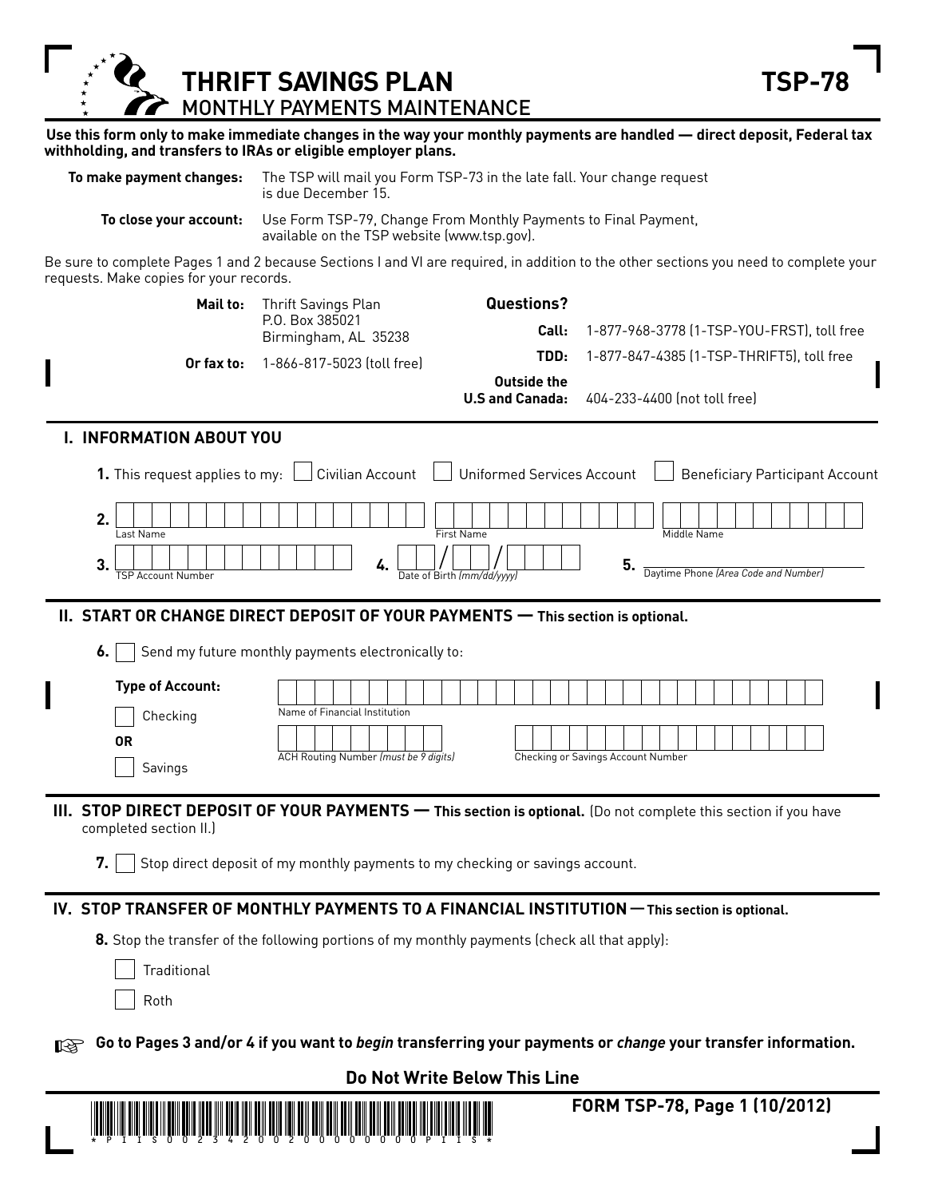# THRIFT SAVINGS PLAN
## MONTHLY PAYMENTS MAINTENANCE

**TSP-78**

**Use this form only to make immediate changes in the way your monthly payments are handled — direct deposit, Federal tax withholding, and transfers to IRAs or eligible employer plans.**

**To make payment changes:** The TSP will mail you Form TSP-73 in the late fall. Your change request is due December 15.

**To close your account:** Use Form TSP-79, Change From Monthly Payments to Final Payment, available on the TSP website (www.tsp.gov).

Be sure to complete Pages 1 and 2 because Sections I and VI are required, in addition to the other sections you need to complete your requests. Make copies for your records.

**Mail to:** Thrift Savings Plan
P.O. Box 385021
Birmingham, AL 35238

**Or fax to:** 1-866-817-5023 (toll free)

**Questions?**

**Call:** 1-877-968-3778 (1-TSP-YOU-FRST), toll free

**TDD:** 1-877-847-4385 (1-TSP-THRIFT5), toll free

**Outside the U.S and Canada:** 404-233-4400 (not toll free)

## I. INFORMATION ABOUT YOU

**1.** This request applies to my: ☐ Civilian Account ☐ Uniformed Services Account ☐ Beneficiary Participant Account

**2.** Last Name / First Name / Middle Name

**3.** TSP Account Number **4.** Date of Birth *(mm/dd/yyyy)* **5.** Daytime Phone *(Area Code and Number)*

## II. START OR CHANGE DIRECT DEPOSIT OF YOUR PAYMENTS — This section is optional.

**6.** ☐ Send my future monthly payments electronically to:

**Type of Account:**

☐ Checking

**OR**

☐ Savings

Name of Financial Institution

ACH Routing Number *(must be 9 digits)*

Checking or Savings Account Number

## III. STOP DIRECT DEPOSIT OF YOUR PAYMENTS — This section is optional. (Do not complete this section if you have completed section II.)

**7.** ☐ Stop direct deposit of my monthly payments to my checking or savings account.

## IV. STOP TRANSFER OF MONTHLY PAYMENTS TO A FINANCIAL INSTITUTION — This section is optional.

**8.** Stop the transfer of the following portions of my monthly payments (check all that apply):

☐ Traditional

☐ Roth

☞ **Go to Pages 3 and/or 4 if you want to *begin* transferring your payments or *change* your transfer information.**

**Do Not Write Below This Line**

\*PIIS0023420020000000PIIS\*

**FORM TSP-78, Page 1 (10/2012)**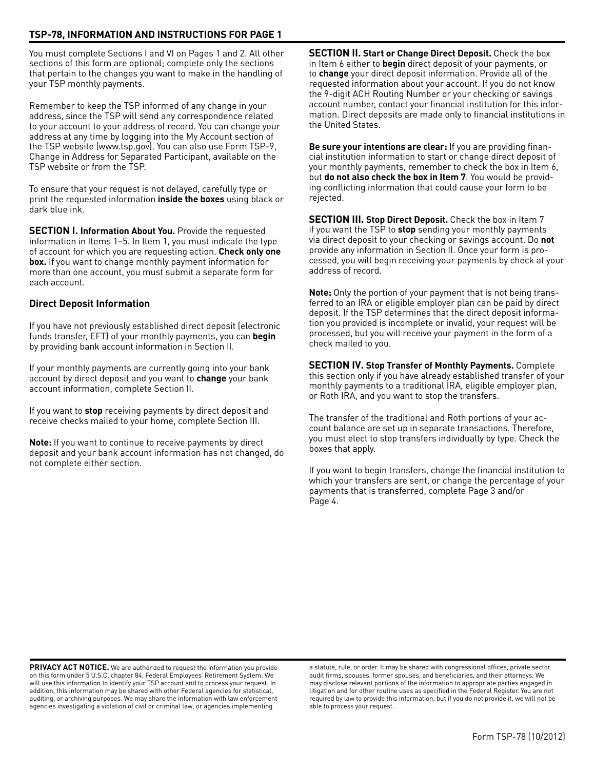## TSP-78, INFORMATION AND INSTRUCTIONS FOR PAGE 1

You must complete Sections I and VI on Pages 1 and 2. All other sections of this form are optional; complete only the sections that pertain to the changes you want to make in the handling of your TSP monthly payments.

Remember to keep the TSP informed of any change in your address, since the TSP will send any correspondence related to your account to your address of record. You can change your address at any time by logging into the My Account section of the TSP website (www.tsp.gov). You can also use Form TSP-9, Change in Address for Separated Participant, available on the TSP website or from the TSP.

To ensure that your request is not delayed, carefully type or print the requested information **inside the boxes** using black or dark blue ink.

**SECTION I. Information About You.** Provide the requested information in Items 1–5. In Item 1, you must indicate the type of account for which you are requesting action. **Check only one box.** If you want to change monthly payment information for more than one account, you must submit a separate form for each account.

### Direct Deposit Information

If you have not previously established direct deposit (electronic funds transfer, EFT) of your monthly payments, you can **begin** by providing bank account information in Section II.

If your monthly payments are currently going into your bank account by direct deposit and you want to **change** your bank account information, complete Section II.

If you want to **stop** receiving payments by direct deposit and receive checks mailed to your home, complete Section III.

**Note:** If you want to continue to receive payments by direct deposit and your bank account information has not changed, do not complete either section.

**SECTION II. Start or Change Direct Deposit.** Check the box in Item 6 either to **begin** direct deposit of your payments, or to **change** your direct deposit information. Provide all of the requested information about your account. If you do not know the 9-digit ACH Routing Number or your checking or savings account number, contact your financial institution for this information. Direct deposits are made only to financial institutions in the United States.

**Be sure your intentions are clear:** If you are providing financial institution information to start or change direct deposit of your monthly payments, remember to check the box in Item 6, but **do not also check the box in Item 7**. You would be providing conflicting information that could cause your form to be rejected.

**SECTION III. Stop Direct Deposit.** Check the box in Item 7 if you want the TSP to **stop** sending your monthly payments via direct deposit to your checking or savings account. Do **not** provide any information in Section II. Once your form is processed, you will begin receiving your payments by check at your address of record.

**Note:** Only the portion of your payment that is not being transferred to an IRA or eligible employer plan can be paid by direct deposit. If the TSP determines that the direct deposit information you provided is incomplete or invalid, your request will be processed, but you will receive your payment in the form of a check mailed to you.

**SECTION IV. Stop Transfer of Monthly Payments.** Complete this section only if you have already established transfer of your monthly payments to a traditional IRA, eligible employer plan, or Roth IRA, and you want to stop the transfers.

The transfer of the traditional and Roth portions of your account balance are set up in separate transactions. Therefore, you must elect to stop transfers individually by type. Check the boxes that apply.

If you want to begin transfers, change the financial institution to which your transfers are sent, or change the percentage of your payments that is transferred, complete Page 3 and/or Page 4.

**PRIVACY ACT NOTICE.** We are authorized to request the information you provide on this form under 5 U.S.C. chapter 84, Federal Employees' Retirement System. We will use this information to identify your TSP account and to process your request. In addition, this information may be shared with other Federal agencies for statistical, auditing, or archiving purposes. We may share the information with law enforcement agencies investigating a violation of civil or criminal law, or agencies implementing a statute, rule, or order. It may be shared with congressional offices, private sector audit firms, spouses, former spouses, and beneficiaries, and their attorneys. We may disclose relevant portions of the information to appropriate parties engaged in litigation and for other routine uses as specified in the Federal Register. You are not required by law to provide this information, but if you do not provide it, we will not be able to process your request.

Form TSP-78 (10/2012)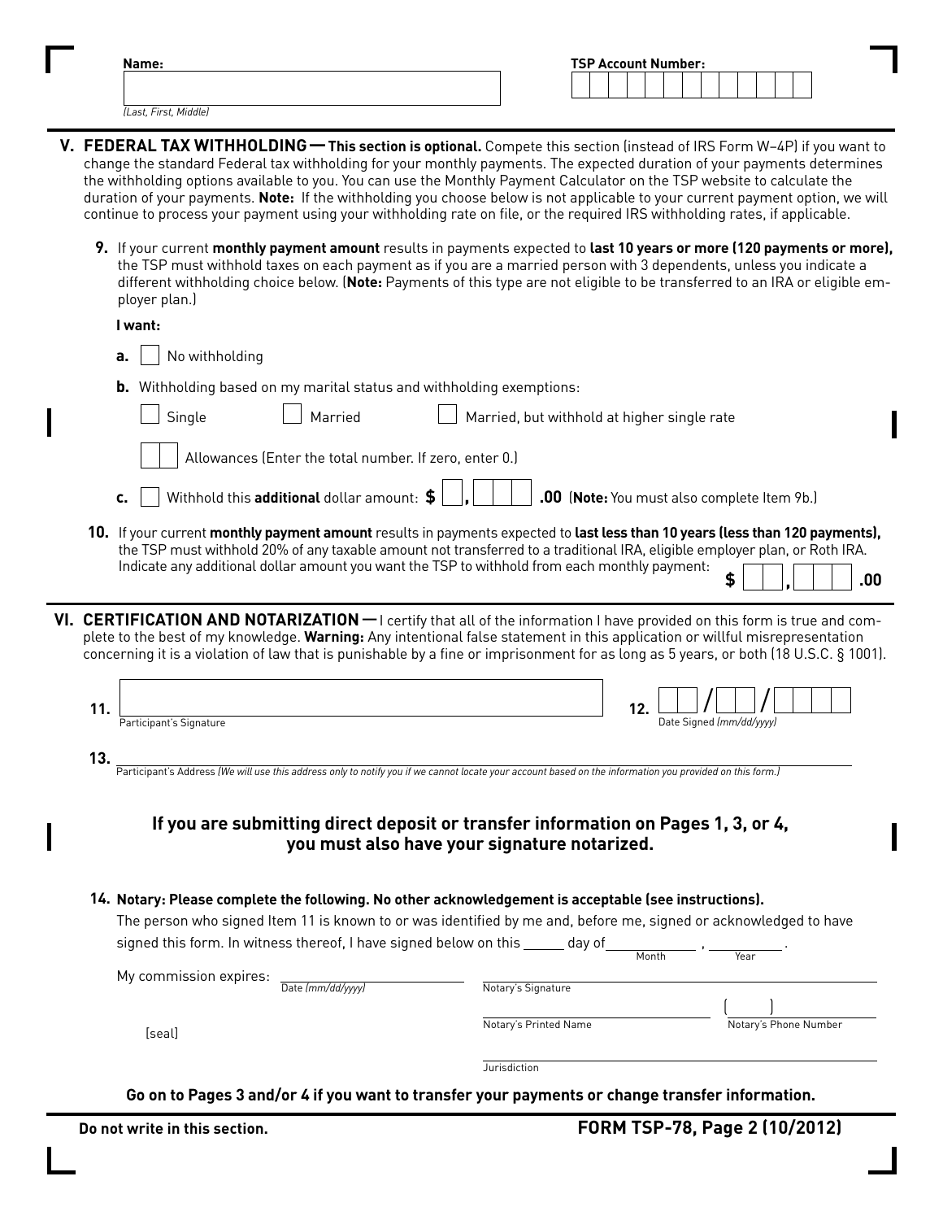**Name:** ____________________ *(Last, First, Middle)*

**TSP Account Number:** ☐☐☐☐☐☐☐☐☐☐☐☐☐

## V. FEDERAL TAX WITHHOLDING — This section is optional.

Compete this section (instead of IRS Form W–4P) if you want to change the standard Federal tax withholding for your monthly payments. The expected duration of your payments determines the withholding options available to you. You can use the Monthly Payment Calculator on the TSP website to calculate the duration of your payments. **Note:** If the withholding you choose below is not applicable to your current payment option, we will continue to process your payment using your withholding rate on file, or the required IRS withholding rates, if applicable.

**9.** If your current **monthly payment amount** results in payments expected to **last 10 years or more (120 payments or more),** the TSP must withhold taxes on each payment as if you are a married person with 3 dependents, unless you indicate a different withholding choice below. (**Note:** Payments of this type are not eligible to be transferred to an IRA or eligible employer plan.)

**I want:**

**a.** ☐ No withholding

**b.** Withholding based on my marital status and withholding exemptions:

☐ Single ☐ Married ☐ Married, but withhold at higher single rate

☐☐ Allowances (Enter the total number. If zero, enter 0.)

**c.** ☐ Withhold this **additional** dollar amount: **$** ☐,☐☐☐ **.00** (**Note:** You must also complete Item 9b.)

**10.** If your current **monthly payment amount** results in payments expected to **last less than 10 years (less than 120 payments),** the TSP must withhold 20% of any taxable amount not transferred to a traditional IRA, eligible employer plan, or Roth IRA. Indicate any additional dollar amount you want the TSP to withhold from each monthly payment: **$** ☐☐,☐☐☐ **.00**

## VI. CERTIFICATION AND NOTARIZATION —

I certify that all of the information I have provided on this form is true and complete to the best of my knowledge. **Warning:** Any intentional false statement in this application or willful misrepresentation concerning it is a violation of law that is punishable by a fine or imprisonment for as long as 5 years, or both (18 U.S.C. § 1001).

**11.** ______________________________ Participant's Signature

**12.** ☐☐/☐☐/☐☐☐☐ Date Signed *(mm/dd/yyyy)*

**13.** ______________________________
Participant's Address *(We will use this address only to notify you if we cannot locate your account based on the information you provided on this form.)*

### If you are submitting direct deposit or transfer information on Pages 1, 3, or 4, you must also have your signature notarized.

**14. Notary: Please complete the following. No other acknowledgement is acceptable (see instructions).**

The person who signed Item 11 is known to or was identified by me and, before me, signed or acknowledged to have signed this form. In witness thereof, I have signed below on this ______ day of __________ (Month), ______ (Year).

My commission expires: ______________ Date *(mm/dd/yyyy)*

______________________________ Notary's Signature

______________________________ Notary's Printed Name

(     ) ______________ Notary's Phone Number

[seal]

______________________________ Jurisdiction

**Go on to Pages 3 and/or 4 if you want to transfer your payments or change transfer information.**

**Do not write in this section.**

**FORM TSP-78, Page 2 (10/2012)**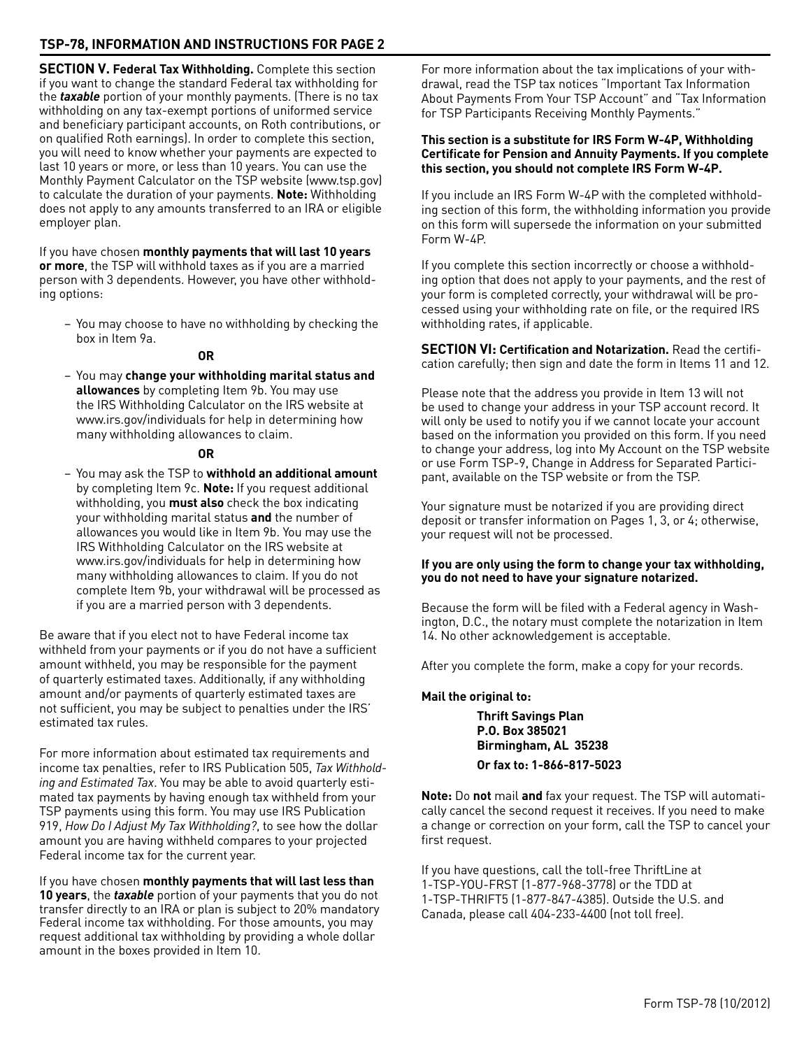## TSP-78, INFORMATION AND INSTRUCTIONS FOR PAGE 2

**SECTION V. Federal Tax Withholding.** Complete this section if you want to change the standard Federal tax withholding for the ***taxable*** portion of your monthly payments. (There is no tax withholding on any tax-exempt portions of uniformed service and beneficiary participant accounts, on Roth contributions, or on qualified Roth earnings). In order to complete this section, you will need to know whether your payments are expected to last 10 years or more, or less than 10 years. You can use the Monthly Payment Calculator on the TSP website (www.tsp.gov) to calculate the duration of your payments. **Note:** Withholding does not apply to any amounts transferred to an IRA or eligible employer plan.

If you have chosen **monthly payments that will last 10 years or more**, the TSP will withhold taxes as if you are a married person with 3 dependents. However, you have other withholding options:

– You may choose to have no withholding by checking the box in Item 9a.

**OR**

– You may **change your withholding marital status and allowances** by completing Item 9b. You may use the IRS Withholding Calculator on the IRS website at www.irs.gov/individuals for help in determining how many withholding allowances to claim.

**OR**

– You may ask the TSP to **withhold an additional amount** by completing Item 9c. **Note:** If you request additional withholding, you **must also** check the box indicating your withholding marital status **and** the number of allowances you would like in Item 9b. You may use the IRS Withholding Calculator on the IRS website at www.irs.gov/individuals for help in determining how many withholding allowances to claim. If you do not complete Item 9b, your withdrawal will be processed as if you are a married person with 3 dependents.

Be aware that if you elect not to have Federal income tax withheld from your payments or if you do not have a sufficient amount withheld, you may be responsible for the payment of quarterly estimated taxes. Additionally, if any withholding amount and/or payments of quarterly estimated taxes are not sufficient, you may be subject to penalties under the IRS' estimated tax rules.

For more information about estimated tax requirements and income tax penalties, refer to IRS Publication 505, *Tax Withholding and Estimated Tax*. You may be able to avoid quarterly estimated tax payments by having enough tax withheld from your TSP payments using this form. You may use IRS Publication 919, *How Do I Adjust My Tax Withholding?*, to see how the dollar amount you are having withheld compares to your projected Federal income tax for the current year.

If you have chosen **monthly payments that will last less than 10 years**, the ***taxable*** portion of your payments that you do not transfer directly to an IRA or plan is subject to 20% mandatory Federal income tax withholding. For those amounts, you may request additional tax withholding by providing a whole dollar amount in the boxes provided in Item 10.

For more information about the tax implications of your withdrawal, read the TSP tax notices "Important Tax Information About Payments From Your TSP Account" and "Tax Information for TSP Participants Receiving Monthly Payments."

**This section is a substitute for IRS Form W-4P, Withholding Certificate for Pension and Annuity Payments. If you complete this section, you should not complete IRS Form W-4P.**

If you include an IRS Form W-4P with the completed withholding section of this form, the withholding information you provide on this form will supersede the information on your submitted Form W-4P.

If you complete this section incorrectly or choose a withholding option that does not apply to your payments, and the rest of your form is completed correctly, your withdrawal will be processed using your withholding rate on file, or the required IRS withholding rates, if applicable.

**SECTION VI: Certification and Notarization.** Read the certification carefully; then sign and date the form in Items 11 and 12.

Please note that the address you provide in Item 13 will not be used to change your address in your TSP account record. It will only be used to notify you if we cannot locate your account based on the information you provided on this form. If you need to change your address, log into My Account on the TSP website or use Form TSP-9, Change in Address for Separated Participant, available on the TSP website or from the TSP.

Your signature must be notarized if you are providing direct deposit or transfer information on Pages 1, 3, or 4; otherwise, your request will not be processed.

**If you are only using the form to change your tax withholding, you do not need to have your signature notarized.**

Because the form will be filed with a Federal agency in Washington, D.C., the notary must complete the notarization in Item 14. No other acknowledgement is acceptable.

After you complete the form, make a copy for your records.

**Mail the original to:**

**Thrift Savings Plan**
**P.O. Box 385021**
**Birmingham, AL 35238**
**Or fax to: 1-866-817-5023**

**Note:** Do **not** mail **and** fax your request. The TSP will automatically cancel the second request it receives. If you need to make a change or correction on your form, call the TSP to cancel your first request.

If you have questions, call the toll-free ThriftLine at 1-TSP-YOU-FRST (1-877-968-3778) or the TDD at 1-TSP-THRIFT5 (1-877-847-4385). Outside the U.S. and Canada, please call 404-233-4400 (not toll free).

Form TSP-78 (10/2012)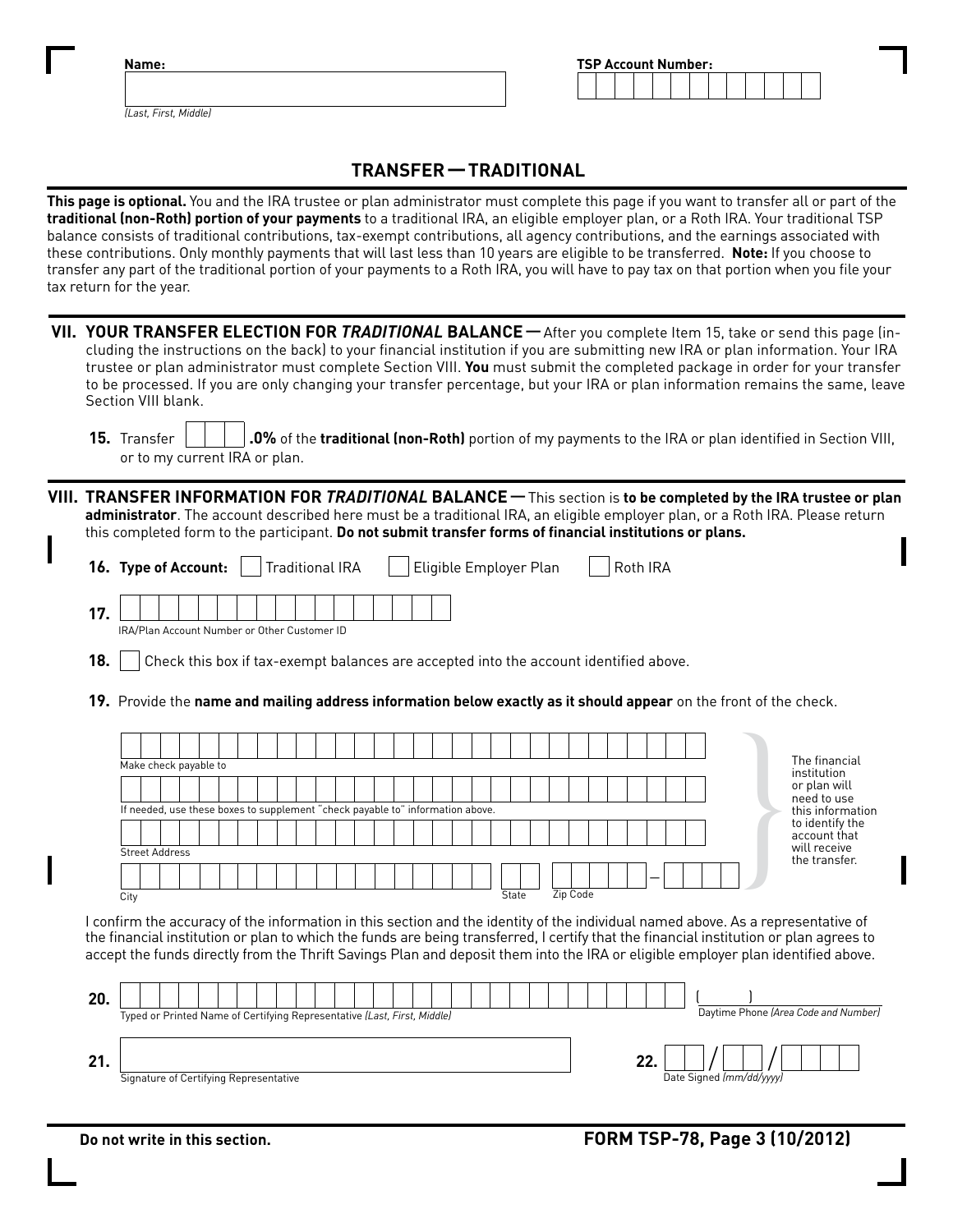**Name:**

*(Last, First, Middle)*

**TSP Account Number:**

## TRANSFER — TRADITIONAL

**This page is optional.** You and the IRA trustee or plan administrator must complete this page if you want to transfer all or part of the **traditional (non-Roth) portion of your payments** to a traditional IRA, an eligible employer plan, or a Roth IRA. Your traditional TSP balance consists of traditional contributions, tax-exempt contributions, all agency contributions, and the earnings associated with these contributions. Only monthly payments that will last less than 10 years are eligible to be transferred. **Note:** If you choose to transfer any part of the traditional portion of your payments to a Roth IRA, you will have to pay tax on that portion when you file your tax return for the year.

### VII. YOUR TRANSFER ELECTION FOR *TRADITIONAL* BALANCE —

After you complete Item 15, take or send this page (including the instructions on the back) to your financial institution if you are submitting new IRA or plan information. Your IRA trustee or plan administrator must complete Section VIII. **You** must submit the completed package in order for your transfer to be processed. If you are only changing your transfer percentage, but your IRA or plan information remains the same, leave Section VIII blank.

**15.** Transfer ☐☐☐ **.0%** of the **traditional (non-Roth)** portion of my payments to the IRA or plan identified in Section VIII, or to my current IRA or plan.

### VIII. TRANSFER INFORMATION FOR *TRADITIONAL* BALANCE —

This section is **to be completed by the IRA trustee or plan administrator**. The account described here must be a traditional IRA, an eligible employer plan, or a Roth IRA. Please return this completed form to the participant. **Do not submit transfer forms of financial institutions or plans.**

**16. Type of Account:** ☐ Traditional IRA ☐ Eligible Employer Plan ☐ Roth IRA

**17.** IRA/Plan Account Number or Other Customer ID

**18.** ☐ Check this box if tax-exempt balances are accepted into the account identified above.

**19.** Provide the **name and mailing address information below exactly as it should appear** on the front of the check.

Make check payable to

If needed, use these boxes to supplement "check payable to" information above.

Street Address

City State Zip Code

The financial institution or plan will need to use this information to identify the account that will receive the transfer.

I confirm the accuracy of the information in this section and the identity of the individual named above. As a representative of the financial institution or plan to which the funds are being transferred, I certify that the financial institution or plan agrees to accept the funds directly from the Thrift Savings Plan and deposit them into the IRA or eligible employer plan identified above.

**20.** Typed or Printed Name of Certifying Representative *(Last, First, Middle)*  ( ) Daytime Phone *(Area Code and Number)*

**21.** Signature of Certifying Representative

**22.** \_\_/\_\_/\_\_\_\_ Date Signed *(mm/dd/yyyy)*

**Do not write in this section.**

**FORM TSP-78, Page 3 (10/2012)**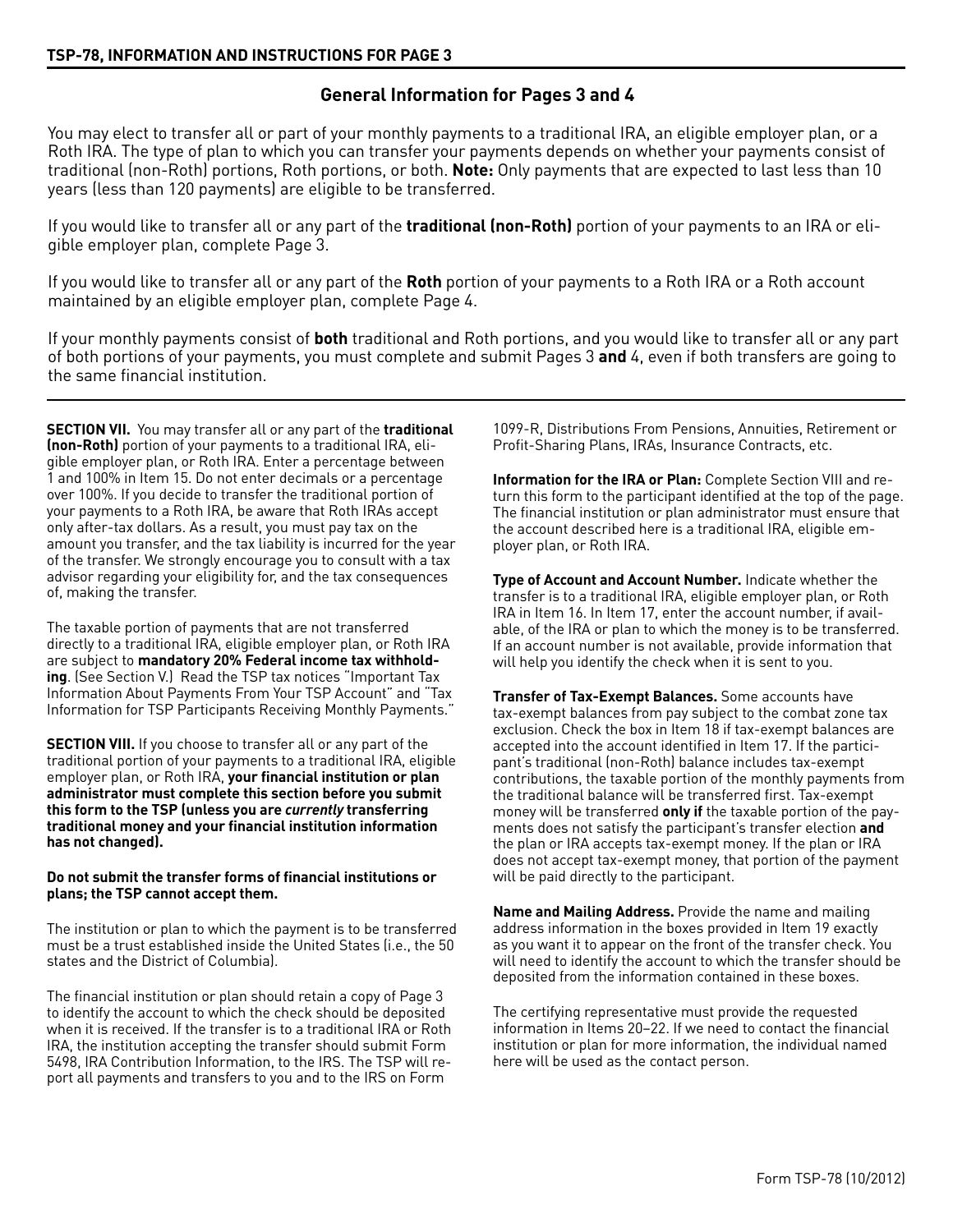## TSP-78, INFORMATION AND INSTRUCTIONS FOR PAGE 3

### General Information for Pages 3 and 4

You may elect to transfer all or part of your monthly payments to a traditional IRA, an eligible employer plan, or a Roth IRA. The type of plan to which you can transfer your payments depends on whether your payments consist of traditional (non-Roth) portions, Roth portions, or both. **Note:** Only payments that are expected to last less than 10 years (less than 120 payments) are eligible to be transferred.

If you would like to transfer all or any part of the **traditional (non-Roth)** portion of your payments to an IRA or eligible employer plan, complete Page 3.

If you would like to transfer all or any part of the **Roth** portion of your payments to a Roth IRA or a Roth account maintained by an eligible employer plan, complete Page 4.

If your monthly payments consist of **both** traditional and Roth portions, and you would like to transfer all or any part of both portions of your payments, you must complete and submit Pages 3 **and** 4, even if both transfers are going to the same financial institution.

---

**SECTION VII.** You may transfer all or any part of the **traditional (non-Roth)** portion of your payments to a traditional IRA, eligible employer plan, or Roth IRA. Enter a percentage between 1 and 100% in Item 15. Do not enter decimals or a percentage over 100%. If you decide to transfer the traditional portion of your payments to a Roth IRA, be aware that Roth IRAs accept only after-tax dollars. As a result, you must pay tax on the amount you transfer, and the tax liability is incurred for the year of the transfer. We strongly encourage you to consult with a tax advisor regarding your eligibility for, and the tax consequences of, making the transfer.

The taxable portion of payments that are not transferred directly to a traditional IRA, eligible employer plan, or Roth IRA are subject to **mandatory 20% Federal income tax withholding**. (See Section V.) Read the TSP tax notices "Important Tax Information About Payments From Your TSP Account" and "Tax Information for TSP Participants Receiving Monthly Payments."

**SECTION VIII.** If you choose to transfer all or any part of the traditional portion of your payments to a traditional IRA, eligible employer plan, or Roth IRA, **your financial institution or plan administrator must complete this section before you submit this form to the TSP (unless you are *currently* transferring traditional money and your financial institution information has not changed).**

**Do not submit the transfer forms of financial institutions or plans; the TSP cannot accept them.**

The institution or plan to which the payment is to be transferred must be a trust established inside the United States (i.e., the 50 states and the District of Columbia).

The financial institution or plan should retain a copy of Page 3 to identify the account to which the check should be deposited when it is received. If the transfer is to a traditional IRA or Roth IRA, the institution accepting the transfer should submit Form 5498, IRA Contribution Information, to the IRS. The TSP will report all payments and transfers to you and to the IRS on Form 1099-R, Distributions From Pensions, Annuities, Retirement or Profit-Sharing Plans, IRAs, Insurance Contracts, etc.

**Information for the IRA or Plan:** Complete Section VIII and return this form to the participant identified at the top of the page. The financial institution or plan administrator must ensure that the account described here is a traditional IRA, eligible employer plan, or Roth IRA.

**Type of Account and Account Number.** Indicate whether the transfer is to a traditional IRA, eligible employer plan, or Roth IRA in Item 16. In Item 17, enter the account number, if available, of the IRA or plan to which the money is to be transferred. If an account number is not available, provide information that will help you identify the check when it is sent to you.

**Transfer of Tax-Exempt Balances.** Some accounts have tax-exempt balances from pay subject to the combat zone tax exclusion. Check the box in Item 18 if tax-exempt balances are accepted into the account identified in Item 17. If the participant's traditional (non-Roth) balance includes tax-exempt contributions, the taxable portion of the monthly payments from the traditional balance will be transferred first. Tax-exempt money will be transferred **only if** the taxable portion of the payments does not satisfy the participant's transfer election **and** the plan or IRA accepts tax-exempt money. If the plan or IRA does not accept tax-exempt money, that portion of the payment will be paid directly to the participant.

**Name and Mailing Address.** Provide the name and mailing address information in the boxes provided in Item 19 exactly as you want it to appear on the front of the transfer check. You will need to identify the account to which the transfer should be deposited from the information contained in these boxes.

The certifying representative must provide the requested information in Items 20–22. If we need to contact the financial institution or plan for more information, the individual named here will be used as the contact person.

Form TSP-78 (10/2012)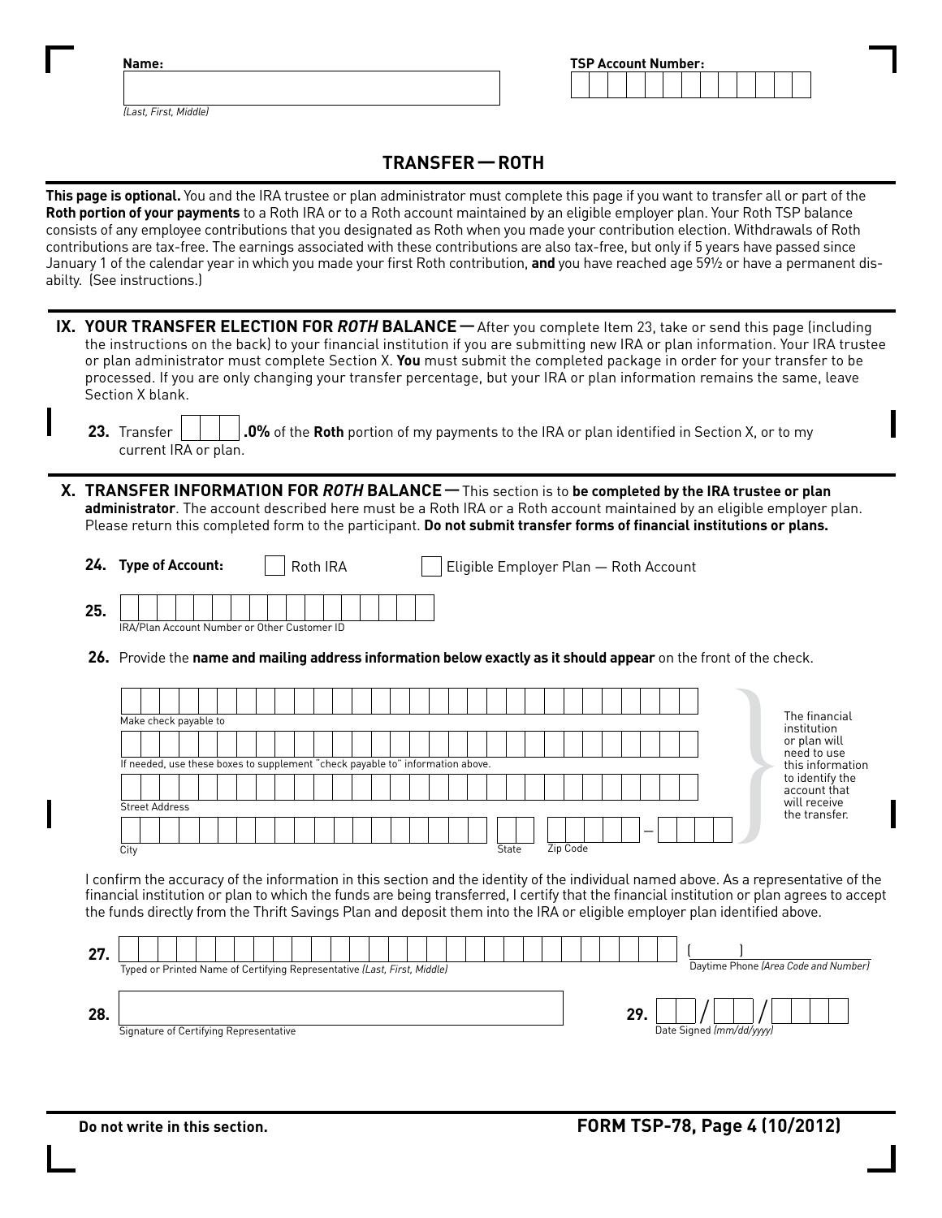Name:

(Last, First, Middle)

TSP Account Number:

## TRANSFER — ROTH

**This page is optional.** You and the IRA trustee or plan administrator must complete this page if you want to transfer all or part of the **Roth portion of your payments** to a Roth IRA or to a Roth account maintained by an eligible employer plan. Your Roth TSP balance consists of any employee contributions that you designated as Roth when you made your contribution election. Withdrawals of Roth contributions are tax-free. The earnings associated with these contributions are also tax-free, but only if 5 years have passed since January 1 of the calendar year in which you made your first Roth contribution, **and** you have reached age 59½ or have a permanent disabilty. (See instructions.)

### IX. YOUR TRANSFER ELECTION FOR *ROTH* BALANCE

After you complete Item 23, take or send this page (including the instructions on the back) to your financial institution if you are submitting new IRA or plan information. Your IRA trustee or plan administrator must complete Section X. **You** must submit the completed package in order for your transfer to be processed. If you are only changing your transfer percentage, but your IRA or plan information remains the same, leave Section X blank.

**23.** Transfer ___ **.0%** of the **Roth** portion of my payments to the IRA or plan identified in Section X, or to my current IRA or plan.

### X. TRANSFER INFORMATION FOR *ROTH* BALANCE

This section is to **be completed by the IRA trustee or plan administrator**. The account described here must be a Roth IRA or a Roth account maintained by an eligible employer plan. Please return this completed form to the participant. **Do not submit transfer forms of financial institutions or plans.**

**24. Type of Account:** ☐ Roth IRA ☐ Eligible Employer Plan — Roth Account

**25.** IRA/Plan Account Number or Other Customer ID

**26.** Provide the **name and mailing address information below exactly as it should appear** on the front of the check.

Make check payable to

If needed, use these boxes to supplement "check payable to" information above.

Street Address

City State Zip Code —

The financial institution or plan will need to use this information to identify the account that will receive the transfer.

I confirm the accuracy of the information in this section and the identity of the individual named above. As a representative of the financial institution or plan to which the funds are being transferred, I certify that the financial institution or plan agrees to accept the funds directly from the Thrift Savings Plan and deposit them into the IRA or eligible employer plan identified above.

**27.** Typed or Printed Name of Certifying Representative *(Last, First, Middle)*     ( ) Daytime Phone *(Area Code and Number)*

**28.** Signature of Certifying Representative     **29.** ___/___/_____ Date Signed *(mm/dd/yyyy)*

Do not write in this section.

**FORM TSP-78, Page 4 (10/2012)**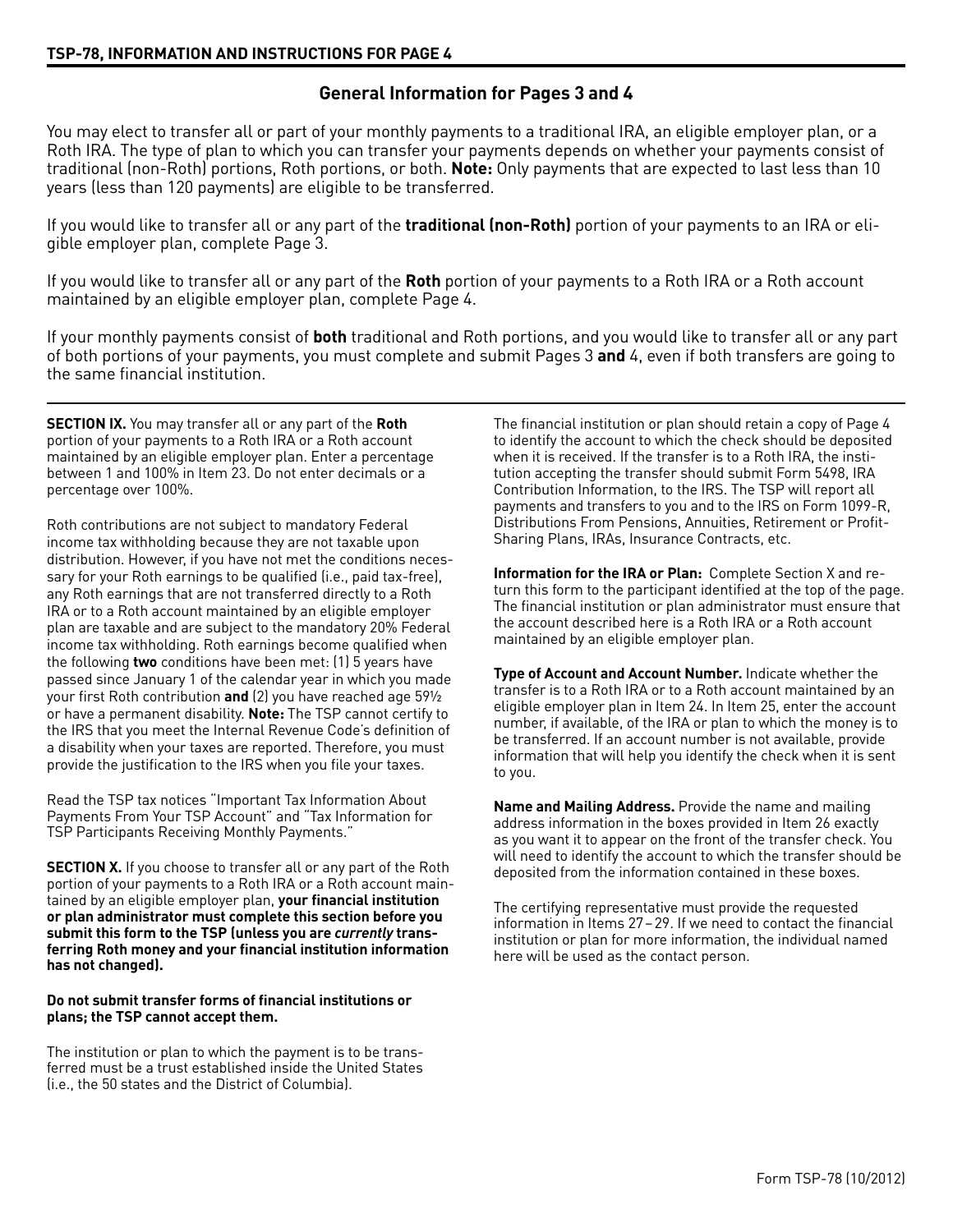**TSP-78, INFORMATION AND INSTRUCTIONS FOR PAGE 4**

## General Information for Pages 3 and 4

You may elect to transfer all or part of your monthly payments to a traditional IRA, an eligible employer plan, or a Roth IRA. The type of plan to which you can transfer your payments depends on whether your payments consist of traditional (non-Roth) portions, Roth portions, or both. **Note:** Only payments that are expected to last less than 10 years (less than 120 payments) are eligible to be transferred.

If you would like to transfer all or any part of the **traditional (non-Roth)** portion of your payments to an IRA or eligible employer plan, complete Page 3.

If you would like to transfer all or any part of the **Roth** portion of your payments to a Roth IRA or a Roth account maintained by an eligible employer plan, complete Page 4.

If your monthly payments consist of **both** traditional and Roth portions, and you would like to transfer all or any part of both portions of your payments, you must complete and submit Pages 3 **and** 4, even if both transfers are going to the same financial institution.

---

**SECTION IX.** You may transfer all or any part of the **Roth** portion of your payments to a Roth IRA or a Roth account maintained by an eligible employer plan. Enter a percentage between 1 and 100% in Item 23. Do not enter decimals or a percentage over 100%.

Roth contributions are not subject to mandatory Federal income tax withholding because they are not taxable upon distribution. However, if you have not met the conditions necessary for your Roth earnings to be qualified (i.e., paid tax-free), any Roth earnings that are not transferred directly to a Roth IRA or to a Roth account maintained by an eligible employer plan are taxable and are subject to the mandatory 20% Federal income tax withholding. Roth earnings become qualified when the following **two** conditions have been met: (1) 5 years have passed since January 1 of the calendar year in which you made your first Roth contribution **and** (2) you have reached age 59½ or have a permanent disability. **Note:** The TSP cannot certify to the IRS that you meet the Internal Revenue Code's definition of a disability when your taxes are reported. Therefore, you must provide the justification to the IRS when you file your taxes.

Read the TSP tax notices "Important Tax Information About Payments From Your TSP Account" and "Tax Information for TSP Participants Receiving Monthly Payments."

**SECTION X.** If you choose to transfer all or any part of the Roth portion of your payments to a Roth IRA or a Roth account maintained by an eligible employer plan, **your financial institution or plan administrator must complete this section before you submit this form to the TSP (unless you are *currently* transferring Roth money and your financial institution information has not changed).**

**Do not submit transfer forms of financial institutions or plans; the TSP cannot accept them.**

The institution or plan to which the payment is to be transferred must be a trust established inside the United States (i.e., the 50 states and the District of Columbia).

The financial institution or plan should retain a copy of Page 4 to identify the account to which the check should be deposited when it is received. If the transfer is to a Roth IRA, the institution accepting the transfer should submit Form 5498, IRA Contribution Information, to the IRS. The TSP will report all payments and transfers to you and to the IRS on Form 1099-R, Distributions From Pensions, Annuities, Retirement or Profit-Sharing Plans, IRAs, Insurance Contracts, etc.

**Information for the IRA or Plan:** Complete Section X and return this form to the participant identified at the top of the page. The financial institution or plan administrator must ensure that the account described here is a Roth IRA or a Roth account maintained by an eligible employer plan.

**Type of Account and Account Number.** Indicate whether the transfer is to a Roth IRA or to a Roth account maintained by an eligible employer plan in Item 24. In Item 25, enter the account number, if available, of the IRA or plan to which the money is to be transferred. If an account number is not available, provide information that will help you identify the check when it is sent to you.

**Name and Mailing Address.** Provide the name and mailing address information in the boxes provided in Item 26 exactly as you want it to appear on the front of the transfer check. You will need to identify the account to which the transfer should be deposited from the information contained in these boxes.

The certifying representative must provide the requested information in Items 27–29. If we need to contact the financial institution or plan for more information, the individual named here will be used as the contact person.

Form TSP-78 (10/2012)